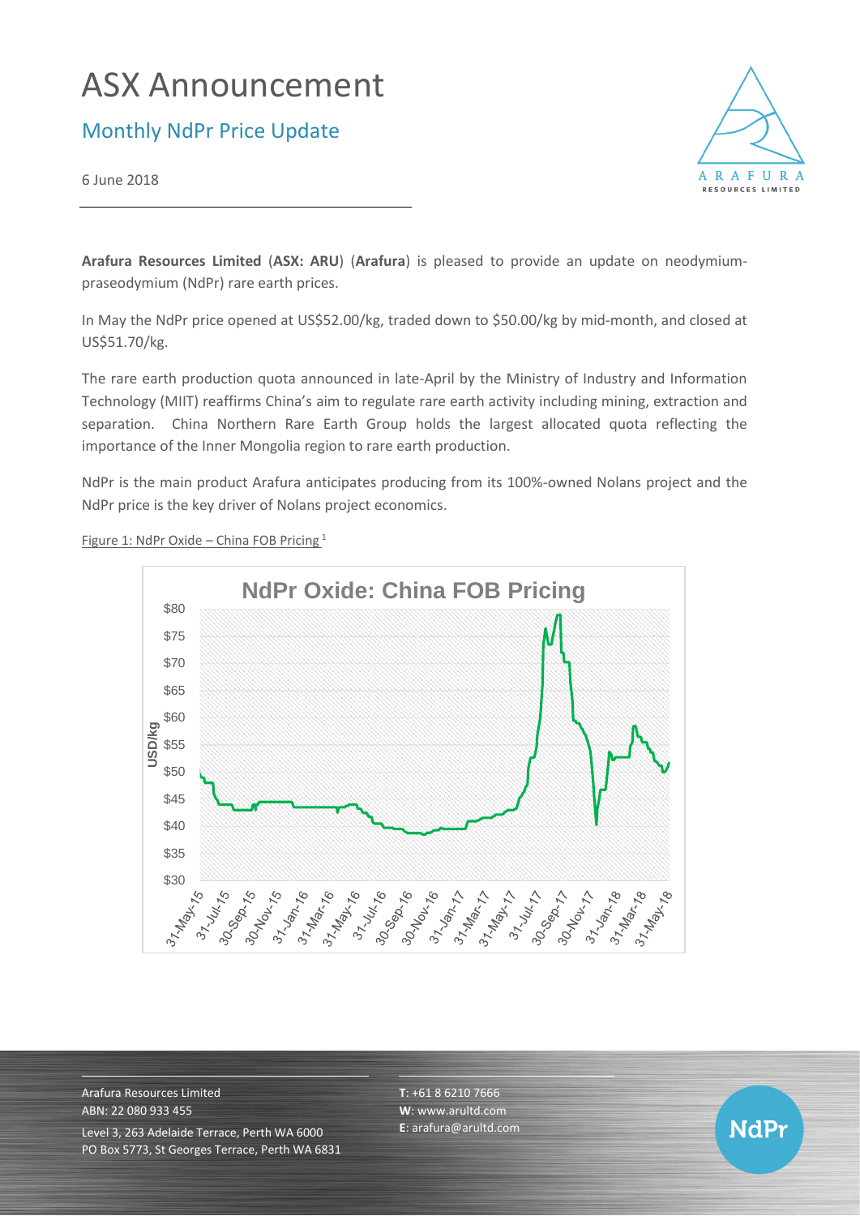# ASX Announcement

## Monthly NdPr Price Update

6 June 2018

**Arafura Resources Limited** (**ASX: ARU**) (**Arafura**) is pleased to provide an update on neodymium-praseodymium (NdPr) rare earth prices.

In May the NdPr price opened at US$52.00/kg, traded down to $50.00/kg by mid-month, and closed at US$51.70/kg.

The rare earth production quota announced in late-April by the Ministry of Industry and Information Technology (MIIT) reaffirms China's aim to regulate rare earth activity including mining, extraction and separation. China Northern Rare Earth Group holds the largest allocated quota reflecting the importance of the Inner Mongolia region to rare earth production.

NdPr is the main product Arafura anticipates producing from its 100%-owned Nolans project and the NdPr price is the key driver of Nolans project economics.

Figure 1: NdPr Oxide – China FOB Pricing[1]

Arafura Resources Limited
ABN: 22 080 933 455
Level 3, 263 Adelaide Terrace, Perth WA 6000
PO Box 5773, St Georges Terrace, Perth WA 6831

**T**: +61 8 6210 7666
**W**: www.arultd.com
**E**: arafura@arultd.com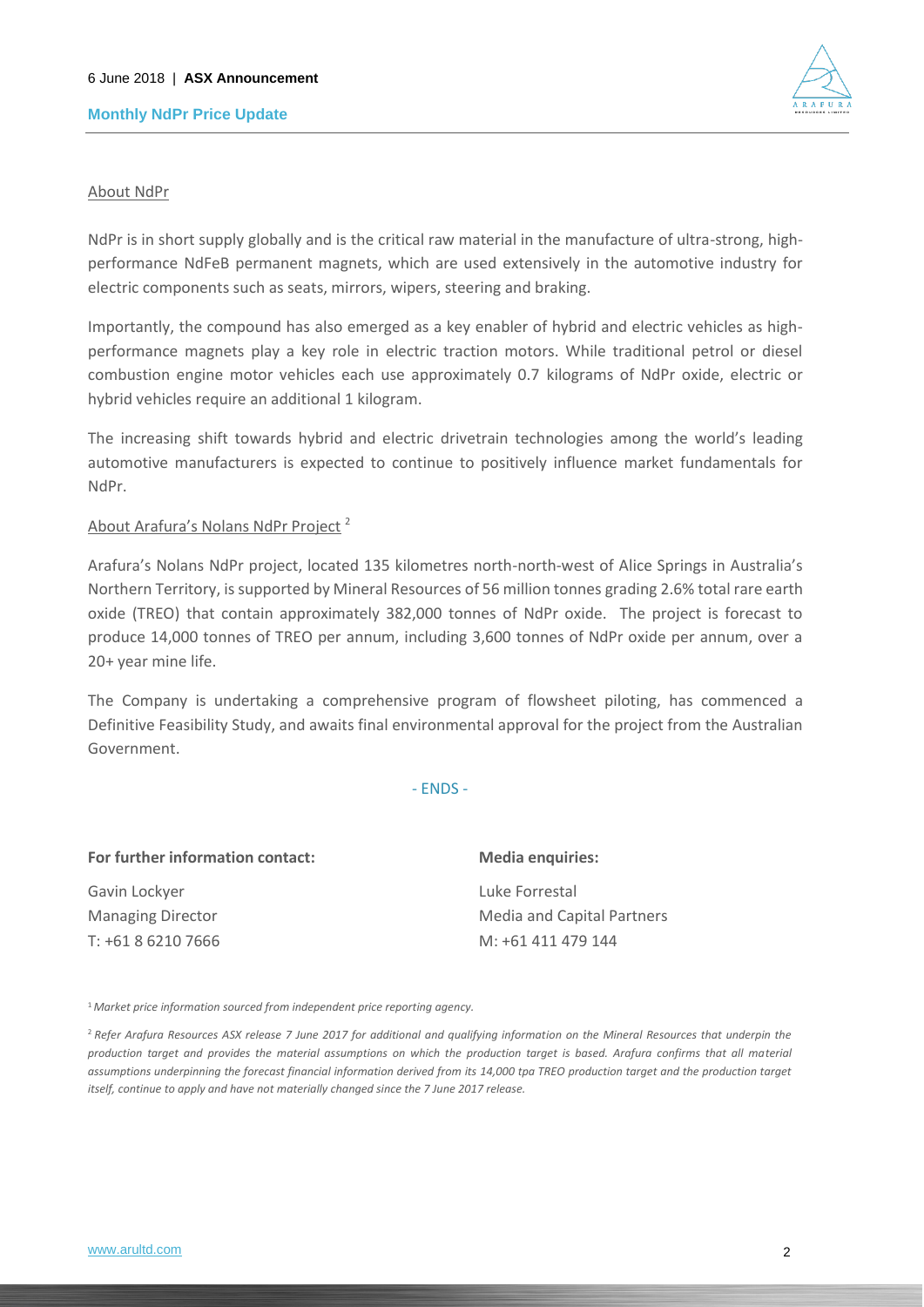About NdPr

NdPr is in short supply globally and is the critical raw material in the manufacture of ultra-strong, high-performance NdFeB permanent magnets, which are used extensively in the automotive industry for electric components such as seats, mirrors, wipers, steering and braking.

Importantly, the compound has also emerged as a key enabler of hybrid and electric vehicles as high-performance magnets play a key role in electric traction motors. While traditional petrol or diesel combustion engine motor vehicles each use approximately 0.7 kilograms of NdPr oxide, electric or hybrid vehicles require an additional 1 kilogram.

The increasing shift towards hybrid and electric drivetrain technologies among the world's leading automotive manufacturers is expected to continue to positively influence market fundamentals for NdPr.

About Arafura's Nolans NdPr Project [2]

Arafura's Nolans NdPr project, located 135 kilometres north-north-west of Alice Springs in Australia's Northern Territory, is supported by Mineral Resources of 56 million tonnes grading 2.6% total rare earth oxide (TREO) that contain approximately 382,000 tonnes of NdPr oxide. The project is forecast to produce 14,000 tonnes of TREO per annum, including 3,600 tonnes of NdPr oxide per annum, over a 20+ year mine life.

The Company is undertaking a comprehensive program of flowsheet piloting, has commenced a Definitive Feasibility Study, and awaits final environmental approval for the project from the Australian Government.

- ENDS -

**For further information contact:**

Gavin Lockyer
Managing Director
T: +61 8 6210 7666

**Media enquiries:**

Luke Forrestal
Media and Capital Partners
M: +61 411 479 144

[1] *Market price information sourced from independent price reporting agency.*

[2] *Refer Arafura Resources ASX release 7 June 2017 for additional and qualifying information on the Mineral Resources that underpin the production target and provides the material assumptions on which the production target is based. Arafura confirms that all material assumptions underpinning the forecast financial information derived from its 14,000 tpa TREO production target and the production target itself, continue to apply and have not materially changed since the 7 June 2017 release.*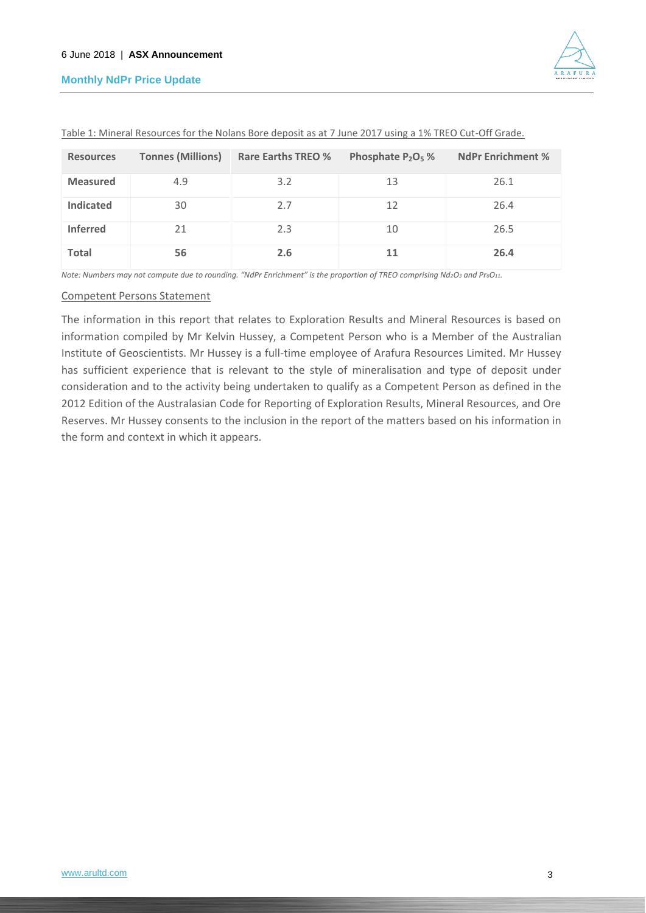Table 1: Mineral Resources for the Nolans Bore deposit as at 7 June 2017 using a 1% TREO Cut-Off Grade.

| Resources | Tonnes (Millions) | Rare Earths TREO % | Phosphate $P_2O_5$ % | NdPr Enrichment % |
|---|---|---|---|---|
| **Measured** | 4.9 | 3.2 | 13 | 26.1 |
| **Indicated** | 30 | 2.7 | 12 | 26.4 |
| **Inferred** | 21 | 2.3 | 10 | 26.5 |
| **Total** | **56** | **2.6** | **11** | **26.4** |

*Note: Numbers may not compute due to rounding. "NdPr Enrichment" is the proportion of TREO comprising $Nd_2O_3$ and $Pr_6O_{11}$.*

## Competent Persons Statement

The information in this report that relates to Exploration Results and Mineral Resources is based on information compiled by Mr Kelvin Hussey, a Competent Person who is a Member of the Australian Institute of Geoscientists. Mr Hussey is a full-time employee of Arafura Resources Limited. Mr Hussey has sufficient experience that is relevant to the style of mineralisation and type of deposit under consideration and to the activity being undertaken to qualify as a Competent Person as defined in the 2012 Edition of the Australasian Code for Reporting of Exploration Results, Mineral Resources, and Ore Reserves. Mr Hussey consents to the inclusion in the report of the matters based on his information in the form and context in which it appears.